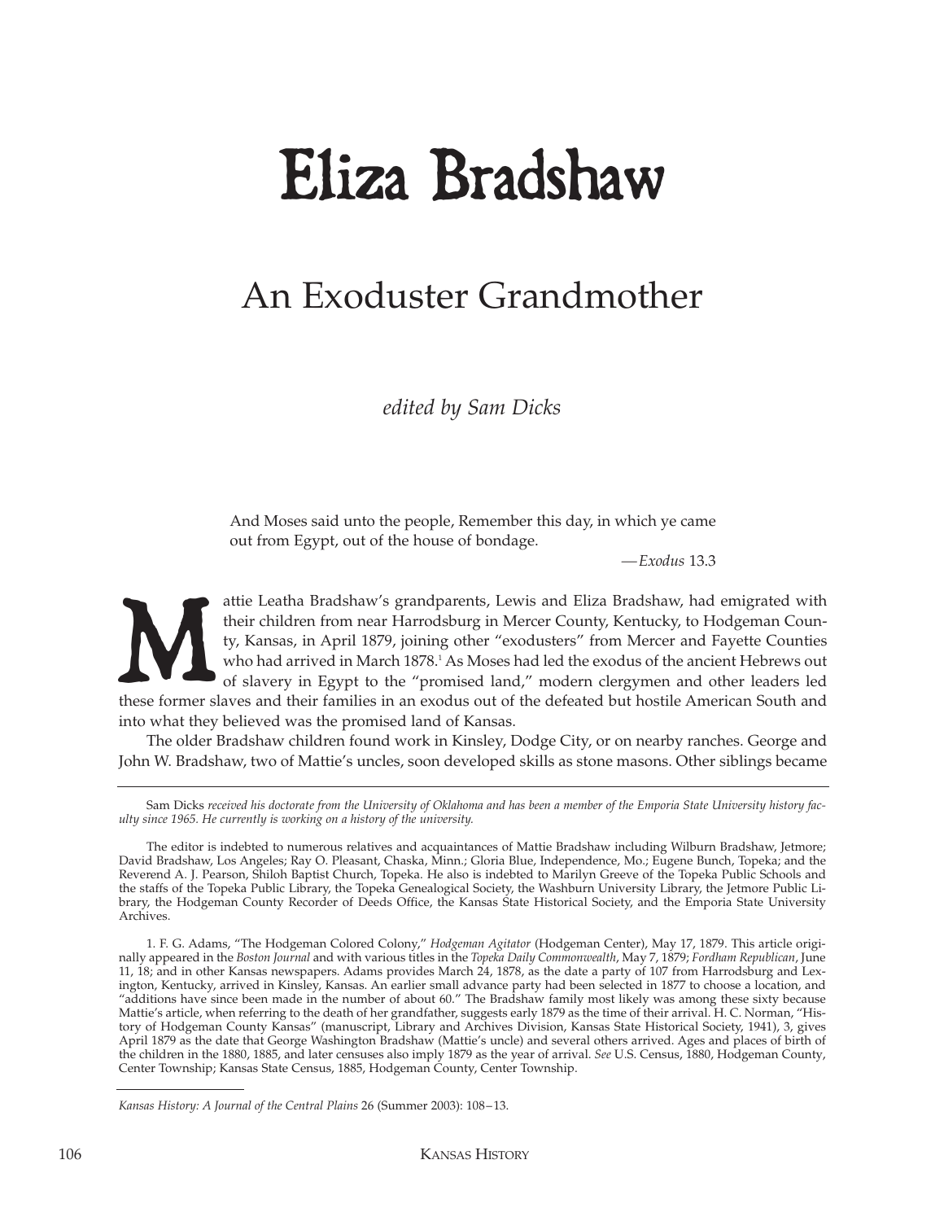# Eliza Bradshaw

## An Exoduster Grandmother

*edited by Sam Dicks*

> And Moses said unto the people, Remember this day, in which ye came out from Egypt, out of the house of bondage.
>
> —*Exodus* 13.3

Mattie Leatha Bradshaw's grandparents, Lewis and Eliza Bradshaw, had emigrated with their children from near Harrodsburg in Mercer County, Kentucky, to Hodgeman County, Kansas, in April 1879, joining other "exodusters" from Mercer and Fayette Counties who had arrived in March 1878.[1] As Moses had led the exodus of the ancient Hebrews out of slavery in Egypt to the "promised land," modern clergymen and other leaders led these former slaves and their families in an exodus out of the defeated but hostile American South and into what they believed was the promised land of Kansas.

The older Bradshaw children found work in Kinsley, Dodge City, or on nearby ranches. George and John W. Bradshaw, two of Mattie's uncles, soon developed skills as stone masons. Other siblings became

---

Sam Dicks *received his doctorate from the University of Oklahoma and has been a member of the Emporia State University history faculty since 1965. He currently is working on a history of the university.*

The editor is indebted to numerous relatives and acquaintances of Mattie Bradshaw including Wilburn Bradshaw, Jetmore; David Bradshaw, Los Angeles; Ray O. Pleasant, Chaska, Minn.; Gloria Blue, Independence, Mo.; Eugene Bunch, Topeka; and the Reverend A. J. Pearson, Shiloh Baptist Church, Topeka. He also is indebted to Marilyn Greeve of the Topeka Public Schools and the staffs of the Topeka Public Library, the Topeka Genealogical Society, the Washburn University Library, the Jetmore Public Library, the Hodgeman County Recorder of Deeds Office, the Kansas State Historical Society, and the Emporia State University Archives.

1. F. G. Adams, "The Hodgeman Colored Colony," *Hodgeman Agitator* (Hodgeman Center), May 17, 1879. This article originally appeared in the *Boston Journal* and with various titles in the *Topeka Daily Commonwealth*, May 7, 1879; *Fordham Republican*, June 11, 18; and in other Kansas newspapers. Adams provides March 24, 1878, as the date a party of 107 from Harrodsburg and Lexington, Kentucky, arrived in Kinsley, Kansas. An earlier small advance party had been selected in 1877 to choose a location, and "additions have since been made in the number of about 60." The Bradshaw family most likely was among these sixty because Mattie's article, when referring to the death of her grandfather, suggests early 1879 as the time of their arrival. H. C. Norman, "History of Hodgeman County Kansas" (manuscript, Library and Archives Division, Kansas State Historical Society, 1941), 3, gives April 1879 as the date that George Washington Bradshaw (Mattie's uncle) and several others arrived. Ages and places of birth of the children in the 1880, 1885, and later censuses also imply 1879 as the year of arrival. *See* U.S. Census, 1880, Hodgeman County, Center Township; Kansas State Census, 1885, Hodgeman County, Center Township.

---

*Kansas History: A Journal of the Central Plains* 26 (Summer 2003): 108–13.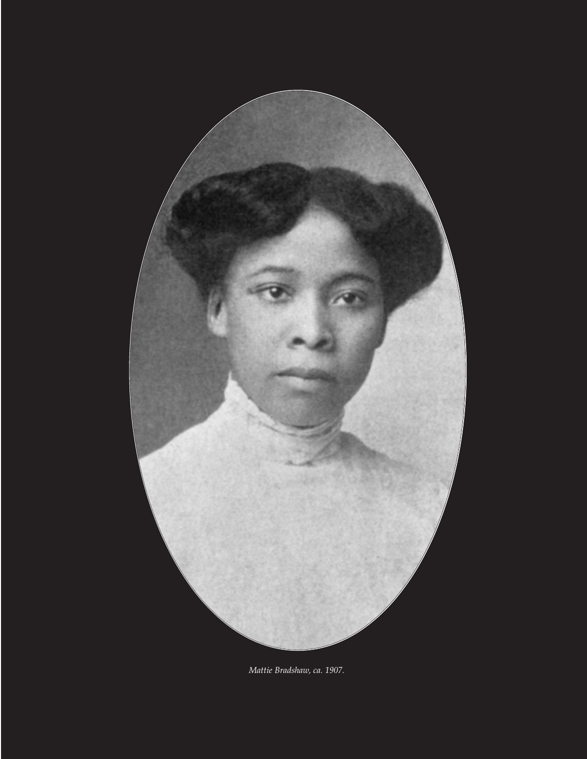*Mattie Bradshaw, ca. 1907.*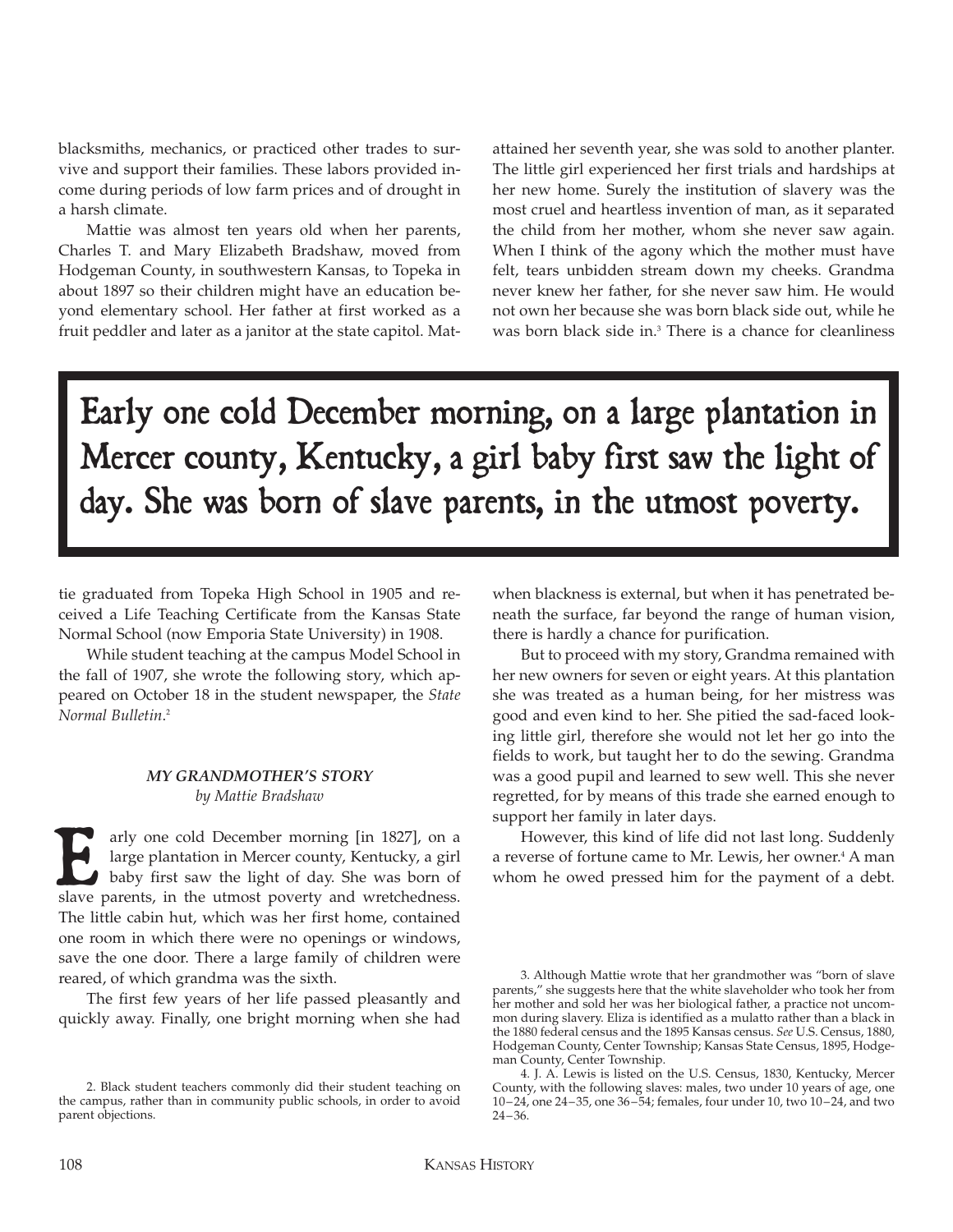blacksmiths, mechanics, or practiced other trades to survive and support their families. These labors provided income during periods of low farm prices and of drought in a harsh climate.

Mattie was almost ten years old when her parents, Charles T. and Mary Elizabeth Bradshaw, moved from Hodgeman County, in southwestern Kansas, to Topeka in about 1897 so their children might have an education beyond elementary school. Her father at first worked as a fruit peddler and later as a janitor at the state capitol. Mattie graduated from Topeka High School in 1905 and received a Life Teaching Certificate from the Kansas State Normal School (now Emporia State University) in 1908.

While student teaching at the campus Model School in the fall of 1907, she wrote the following story, which appeared on October 18 in the student newspaper, the *State Normal Bulletin*.[2]

> Early one cold December morning, on a large plantation in Mercer county, Kentucky, a girl baby first saw the light of day. She was born of slave parents, in the utmost poverty.

***MY GRANDMOTHER'S STORY***
*by Mattie Bradshaw*

Early one cold December morning [in 1827], on a large plantation in Mercer county, Kentucky, a girl baby first saw the light of day. She was born of slave parents, in the utmost poverty and wretchedness. The little cabin hut, which was her first home, contained one room in which there were no openings or windows, save the one door. There a large family of children were reared, of which grandma was the sixth.

The first few years of her life passed pleasantly and quickly away. Finally, one bright morning when she had attained her seventh year, she was sold to another planter. The little girl experienced her first trials and hardships at her new home. Surely the institution of slavery was the most cruel and heartless invention of man, as it separated the child from her mother, whom she never saw again. When I think of the agony which the mother must have felt, tears unbidden stream down my cheeks. Grandma never knew her father, for she never saw him. He would not own her because she was born black side out, while he was born black side in.[3] There is a chance for cleanliness when blackness is external, but when it has penetrated beneath the surface, far beyond the range of human vision, there is hardly a chance for purification.

But to proceed with my story, Grandma remained with her new owners for seven or eight years. At this plantation she was treated as a human being, for her mistress was good and even kind to her. She pitied the sad-faced looking little girl, therefore she would not let her go into the fields to work, but taught her to do the sewing. Grandma was a good pupil and learned to sew well. This she never regretted, for by means of this trade she earned enough to support her family in later days.

However, this kind of life did not last long. Suddenly a reverse of fortune came to Mr. Lewis, her owner.[4] A man whom he owed pressed him for the payment of a debt.

---

2. Black student teachers commonly did their student teaching on the campus, rather than in community public schools, in order to avoid parent objections.

3. Although Mattie wrote that her grandmother was "born of slave parents," she suggests here that the white slaveholder who took her from her mother and sold her was her biological father, a practice not uncommon during slavery. Eliza is identified as a mulatto rather than a black in the 1880 federal census and the 1895 Kansas census. *See* U.S. Census, 1880, Hodgeman County, Center Township; Kansas State Census, 1895, Hodgeman County, Center Township.

4. J. A. Lewis is listed on the U.S. Census, 1830, Kentucky, Mercer County, with the following slaves: males, two under 10 years of age, one 10–24, one 24–35, one 36–54; females, four under 10, two 10–24, and two 24–36.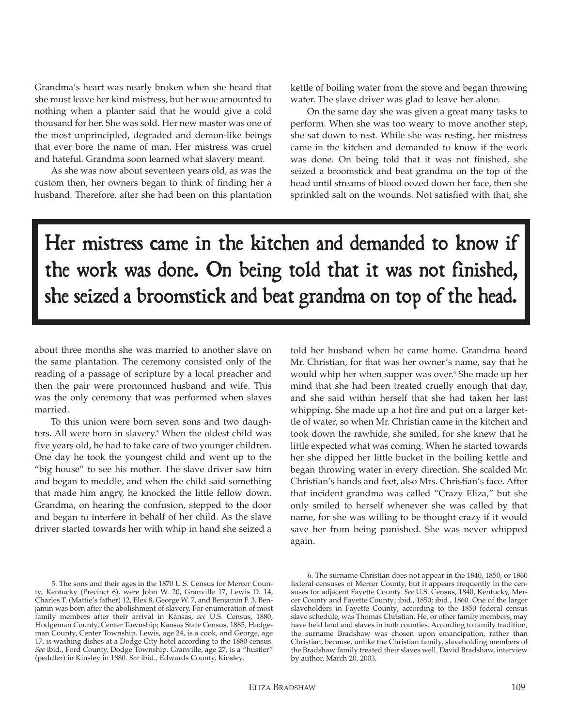Grandma's heart was nearly broken when she heard that she must leave her kind mistress, but her woe amounted to nothing when a planter said that he would give a cold thousand for her. She was sold. Her new master was one of the most unprincipled, degraded and demon-like beings that ever bore the name of man. Her mistress was cruel and hateful. Grandma soon learned what slavery meant.

As she was now about seventeen years old, as was the custom then, her owners began to think of finding her a husband. Therefore, after she had been on this plantation about three months she was married to another slave on the same plantation. The ceremony consisted only of the reading of a passage of scripture by a local preacher and then the pair were pronounced husband and wife. This was the only ceremony that was performed when slaves married.

To this union were born seven sons and two daughters. All were born in slavery.[5] When the oldest child was five years old, he had to take care of two younger children. One day he took the youngest child and went up to the "big house" to see his mother. The slave driver saw him and began to meddle, and when the child said something that made him angry, he knocked the little fellow down. Grandma, on hearing the confusion, stepped to the door and began to interfere in behalf of her child. As the slave driver started towards her with whip in hand she seized a kettle of boiling water from the stove and began throwing water. The slave driver was glad to leave her alone.

On the same day she was given a great many tasks to perform. When she was too weary to move another step, she sat down to rest. While she was resting, her mistress came in the kitchen and demanded to know if the work was done. On being told that it was not finished, she seized a broomstick and beat grandma on the top of the head until streams of blood oozed down her face, then she sprinkled salt on the wounds. Not satisfied with that, she told her husband when he came home. Grandma heard Mr. Christian, for that was her owner's name, say that he would whip her when supper was over.[6] She made up her mind that she had been treated cruelly enough that day, and she said within herself that she had taken her last whipping. She made up a hot fire and put on a larger kettle of water, so when Mr. Christian came in the kitchen and took down the rawhide, she smiled, for she knew that he little expected what was coming. When he started towards her she dipped her little bucket in the boiling kettle and began throwing water in every direction. She scalded Mr. Christian's hands and feet, also Mrs. Christian's face. After that incident grandma was called "Crazy Eliza," but she only smiled to herself whenever she was called by that name, for she was willing to be thought crazy if it would save her from being punished. She was never whipped again.

> **Her mistress came in the kitchen and demanded to know if the work was done. On being told that it was not finished, she seized a broomstick and beat grandma on top of the head.**

5. The sons and their ages in the 1870 U.S. Census for Mercer County, Kentucky (Precinct 6), were John W. 20, Granville 17, Lewis D. 14, Charles T. (Mattie's father) 12, Elex 8, George W. 7, and Benjamin F. 3. Benjamin was born after the abolishment of slavery. For enumeration of most family members after their arrival in Kansas, *see* U.S. Census, 1880, Hodgeman County, Center Township; Kansas State Census, 1885, Hodgeman County, Center Township. Lewis, age 24, is a cook, and George, age 17, is washing dishes at a Dodge City hotel according to the 1880 census. *See* ibid., Ford County, Dodge Township. Granville, age 27, is a "hustler" (peddler) in Kinsley in 1880. *See* ibid., Edwards County, Kinsley.

6. The surname Christian does not appear in the 1840, 1850, or 1860 federal censuses of Mercer County, but it appears frequently in the censuses for adjacent Fayette County. *See* U.S. Census, 1840, Kentucky, Mercer County and Fayette County; ibid., 1850; ibid., 1860. One of the larger slaveholders in Fayette County, according to the 1850 federal census slave schedule, was Thomas Christian. He, or other family members, may have held land and slaves in both counties. According to family tradition, the surname Bradshaw was chosen upon emancipation, rather than Christian, because, unlike the Christian family, slaveholding members of the Bradshaw family treated their slaves well. David Bradshaw, interview by author, March 20, 2003.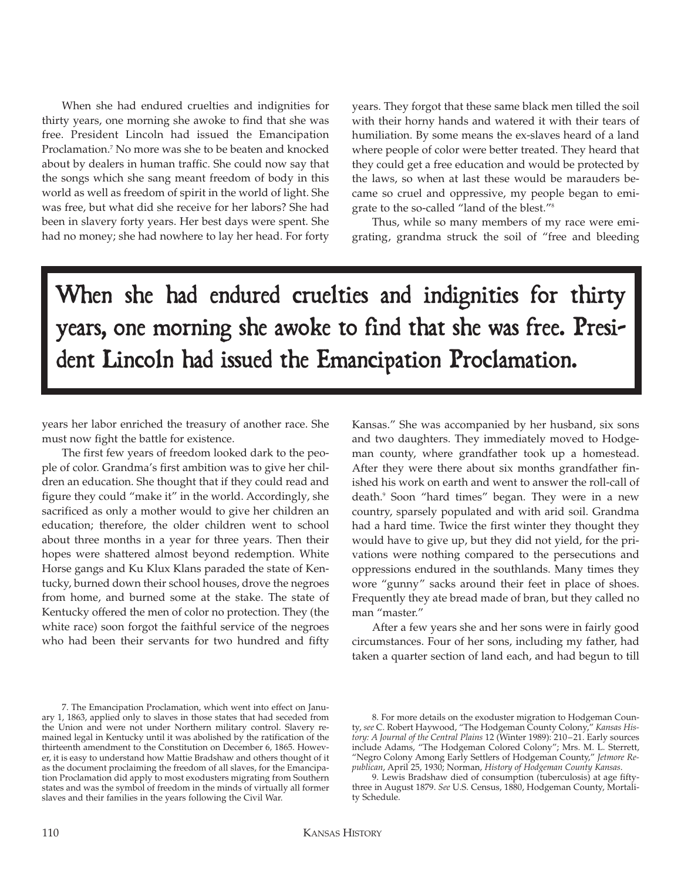When she had endured cruelties and indignities for thirty years, one morning she awoke to find that she was free. President Lincoln had issued the Emancipation Proclamation.[7] No more was she to be beaten and knocked about by dealers in human traffic. She could now say that the songs which she sang meant freedom of body in this world as well as freedom of spirit in the world of light. She was free, but what did she receive for her labors? She had been in slavery forty years. Her best days were spent. She had no money; she had nowhere to lay her head. For forty years her labor enriched the treasury of another race. She must now fight the battle for existence.

The first few years of freedom looked dark to the people of color. Grandma's first ambition was to give her children an education. She thought that if they could read and figure they could "make it" in the world. Accordingly, she sacrificed as only a mother would to give her children an education; therefore, the older children went to school about three months in a year for three years. Then their hopes were shattered almost beyond redemption. White Horse gangs and Ku Klux Klans paraded the state of Kentucky, burned down their school houses, drove the negroes from home, and burned some at the stake. The state of Kentucky offered the men of color no protection. They (the white race) soon forgot the faithful service of the negroes who had been their servants for two hundred and fifty years. They forgot that these same black men tilled the soil with their horny hands and watered it with their tears of humiliation. By some means the ex-slaves heard of a land where people of color were better treated. They heard that they could get a free education and would be protected by the laws, so when at last these would be marauders became so cruel and oppressive, my people began to emigrate to the so-called "land of the blest."[8]

Thus, while so many members of my race were emigrating, grandma struck the soil of "free and bleeding Kansas." She was accompanied by her husband, six sons and two daughters. They immediately moved to Hodgeman county, where grandfather took up a homestead. After they were there about six months grandfather finished his work on earth and went to answer the roll-call of death.[9] Soon "hard times" began. They were in a new country, sparsely populated and with arid soil. Grandma had a hard time. Twice the first winter they thought they would have to give up, but they did not yield, for the privations were nothing compared to the persecutions and oppressions endured in the southlands. Many times they wore "gunny" sacks around their feet in place of shoes. Frequently they ate bread made of bran, but they called no man "master."

After a few years she and her sons were in fairly good circumstances. Four of her sons, including my father, had taken a quarter section of land each, and had begun to till

**When she had endured cruelties and indignities for thirty years, one morning she awoke to find that she was free. President Lincoln had issued the Emancipation Proclamation.**

7. The Emancipation Proclamation, which went into effect on January 1, 1863, applied only to slaves in those states that had seceded from the Union and were not under Northern military control. Slavery remained legal in Kentucky until it was abolished by the ratification of the thirteenth amendment to the Constitution on December 6, 1865. However, it is easy to understand how Mattie Bradshaw and others thought of it as the document proclaiming the freedom of all slaves, for the Emancipation Proclamation did apply to most exodusters migrating from Southern states and was the symbol of freedom in the minds of virtually all former slaves and their families in the years following the Civil War.

8. For more details on the exoduster migration to Hodgeman County, *see* C. Robert Haywood, "The Hodgeman County Colony," *Kansas History: A Journal of the Central Plains* 12 (Winter 1989): 210–21. Early sources include Adams, "The Hodgeman Colored Colony"; Mrs. M. L. Sterrett, "Negro Colony Among Early Settlers of Hodgeman County," *Jetmore Republican*, April 25, 1930; Norman, *History of Hodgeman County Kansas*.

9. Lewis Bradshaw died of consumption (tuberculosis) at age fifty-three in August 1879. *See* U.S. Census, 1880, Hodgeman County, Mortality Schedule.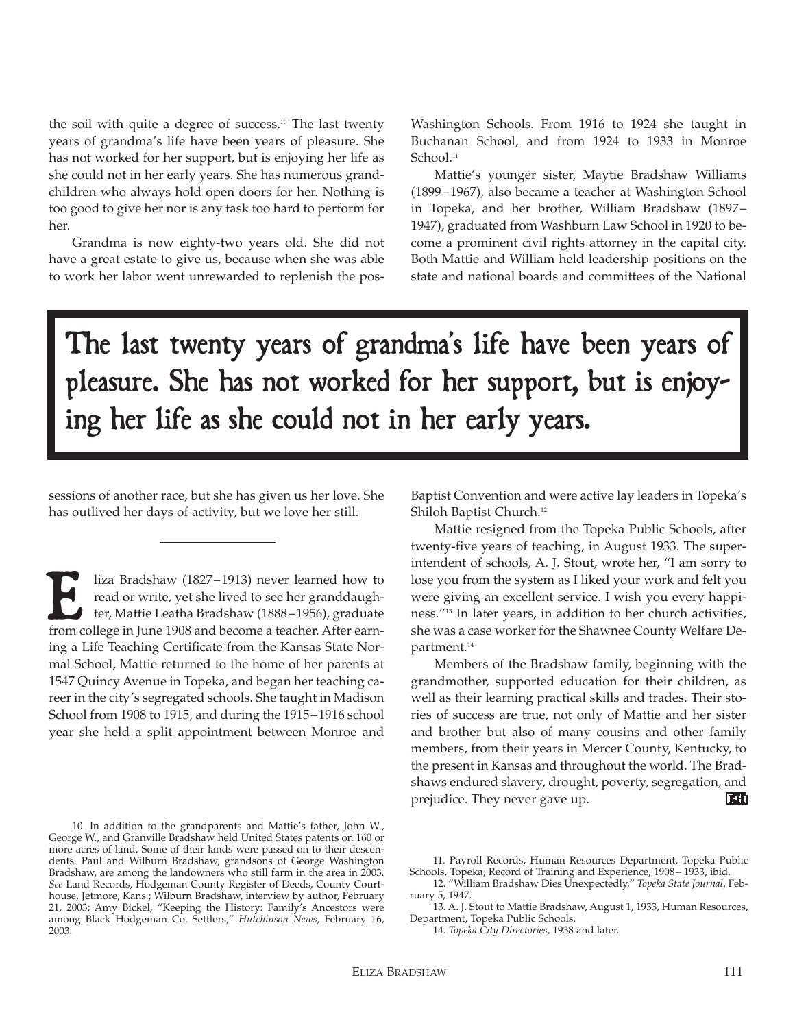the soil with quite a degree of success.[10] The last twenty years of grandma's life have been years of pleasure. She has not worked for her support, but is enjoying her life as she could not in her early years. She has numerous grandchildren who always hold open doors for her. Nothing is too good to give her nor is any task too hard to perform for her.

Grandma is now eighty-two years old. She did not have a great estate to give us, because when she was able to work her labor went unrewarded to replenish the possessions of another race, but she has given us her love. She has outlived her days of activity, but we love her still.

> The last twenty years of grandma's life have been years of pleasure. She has not worked for her support, but is enjoying her life as she could not in her early years.

---

Eliza Bradshaw (1827–1913) never learned how to read or write, yet she lived to see her granddaughter, Mattie Leatha Bradshaw (1888–1956), graduate from college in June 1908 and become a teacher. After earning a Life Teaching Certificate from the Kansas State Normal School, Mattie returned to the home of her parents at 1547 Quincy Avenue in Topeka, and began her teaching career in the city's segregated schools. She taught in Madison School from 1908 to 1915, and during the 1915–1916 school year she held a split appointment between Monroe and Washington Schools. From 1916 to 1924 she taught in Buchanan School, and from 1924 to 1933 in Monroe School.[11]

Mattie's younger sister, Maytie Bradshaw Williams (1899–1967), also became a teacher at Washington School in Topeka, and her brother, William Bradshaw (1897–1947), graduated from Washburn Law School in 1920 to become a prominent civil rights attorney in the capital city. Both Mattie and William held leadership positions on the state and national boards and committees of the National Baptist Convention and were active lay leaders in Topeka's Shiloh Baptist Church.[12]

Mattie resigned from the Topeka Public Schools, after twenty-five years of teaching, in August 1933. The superintendent of schools, A. J. Stout, wrote her, "I am sorry to lose you from the system as I liked your work and felt you were giving an excellent service. I wish you every happiness."[13] In later years, in addition to her church activities, she was a case worker for the Shawnee County Welfare Department.[14]

Members of the Bradshaw family, beginning with the grandmother, supported education for their children, as well as their learning practical skills and trades. Their stories of success are true, not only of Mattie and her sister and brother but also of many cousins and other family members, from their years in Mercer County, Kentucky, to the present in Kansas and throughout the world. The Bradshaws endured slavery, drought, poverty, segregation, and prejudice. They never gave up.

---

10. In addition to the grandparents and Mattie's father, John W., George W., and Granville Bradshaw held United States patents on 160 or more acres of land. Some of their lands were passed on to their descendents. Paul and Wilburn Bradshaw, grandsons of George Washington Bradshaw, are among the landowners who still farm in the area in 2003. *See* Land Records, Hodgeman County Register of Deeds, County Courthouse, Jetmore, Kans.; Wilburn Bradshaw, interview by author, February 21, 2003; Amy Bickel, "Keeping the History: Family's Ancestors were among Black Hodgeman Co. Settlers," *Hutchinson News*, February 16, 2003.

11. Payroll Records, Human Resources Department, Topeka Public Schools, Topeka; Record of Training and Experience, 1908–1933, ibid.

12. "William Bradshaw Dies Unexpectedly," *Topeka State Journal*, February 5, 1947.

13. A. J. Stout to Mattie Bradshaw, August 1, 1933, Human Resources, Department, Topeka Public Schools.

14. *Topeka City Directories*, 1938 and later.